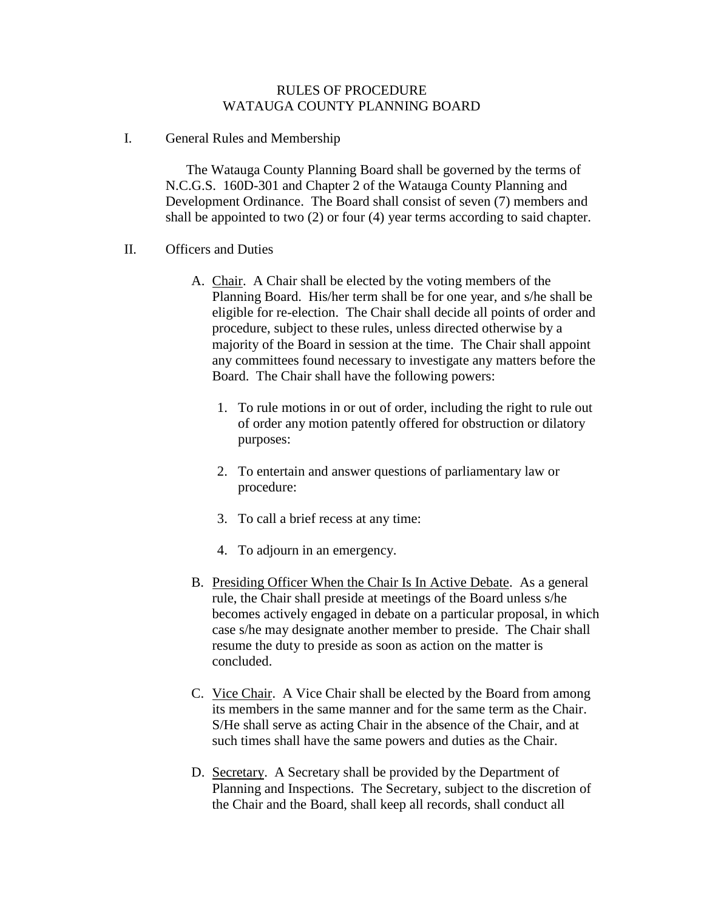# RULES OF PROCEDURE
# WATAUGA COUNTY PLANNING BOARD

## I. General Rules and Membership

The Watauga County Planning Board shall be governed by the terms of N.C.G.S. 160D-301 and Chapter 2 of the Watauga County Planning and Development Ordinance. The Board shall consist of seven (7) members and shall be appointed to two (2) or four (4) year terms according to said chapter.

## II. Officers and Duties

A. Chair. A Chair shall be elected by the voting members of the Planning Board. His/her term shall be for one year, and s/he shall be eligible for re-election. The Chair shall decide all points of order and procedure, subject to these rules, unless directed otherwise by a majority of the Board in session at the time. The Chair shall appoint any committees found necessary to investigate any matters before the Board. The Chair shall have the following powers:

1. To rule motions in or out of order, including the right to rule out of order any motion patently offered for obstruction or dilatory purposes:

2. To entertain and answer questions of parliamentary law or procedure:

3. To call a brief recess at any time:

4. To adjourn in an emergency.

B. Presiding Officer When the Chair Is In Active Debate. As a general rule, the Chair shall preside at meetings of the Board unless s/he becomes actively engaged in debate on a particular proposal, in which case s/he may designate another member to preside. The Chair shall resume the duty to preside as soon as action on the matter is concluded.

C. Vice Chair. A Vice Chair shall be elected by the Board from among its members in the same manner and for the same term as the Chair. S/He shall serve as acting Chair in the absence of the Chair, and at such times shall have the same powers and duties as the Chair.

D. Secretary. A Secretary shall be provided by the Department of Planning and Inspections. The Secretary, subject to the discretion of the Chair and the Board, shall keep all records, shall conduct all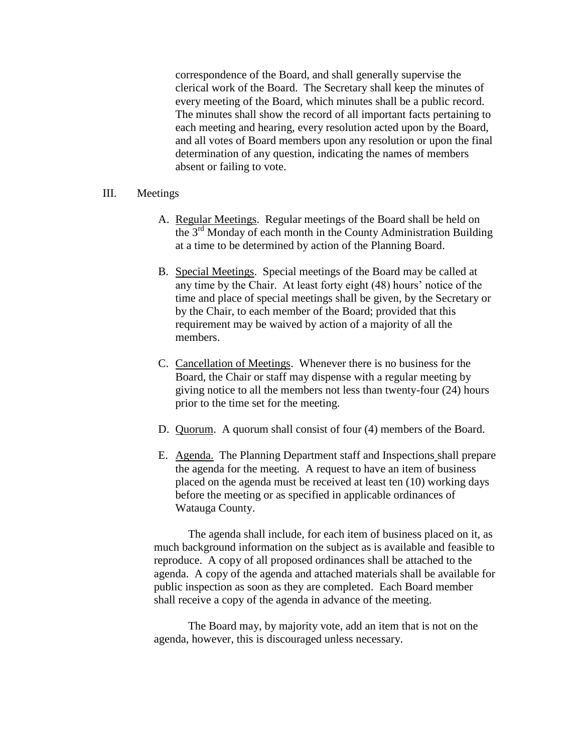correspondence of the Board, and shall generally supervise the clerical work of the Board. The Secretary shall keep the minutes of every meeting of the Board, which minutes shall be a public record. The minutes shall show the record of all important facts pertaining to each meeting and hearing, every resolution acted upon by the Board, and all votes of Board members upon any resolution or upon the final determination of any question, indicating the names of members absent or failing to vote.

## III. Meetings

A. Regular Meetings. Regular meetings of the Board shall be held on the 3rd Monday of each month in the County Administration Building at a time to be determined by action of the Planning Board.

B. Special Meetings. Special meetings of the Board may be called at any time by the Chair. At least forty eight (48) hours' notice of the time and place of special meetings shall be given, by the Secretary or by the Chair, to each member of the Board; provided that this requirement may be waived by action of a majority of all the members.

C. Cancellation of Meetings. Whenever there is no business for the Board, the Chair or staff may dispense with a regular meeting by giving notice to all the members not less than twenty-four (24) hours prior to the time set for the meeting.

D. Quorum. A quorum shall consist of four (4) members of the Board.

E. Agenda. The Planning Department staff and Inspections shall prepare the agenda for the meeting. A request to have an item of business placed on the agenda must be received at least ten (10) working days before the meeting or as specified in applicable ordinances of Watauga County.

The agenda shall include, for each item of business placed on it, as much background information on the subject as is available and feasible to reproduce. A copy of all proposed ordinances shall be attached to the agenda. A copy of the agenda and attached materials shall be available for public inspection as soon as they are completed. Each Board member shall receive a copy of the agenda in advance of the meeting.

The Board may, by majority vote, add an item that is not on the agenda, however, this is discouraged unless necessary.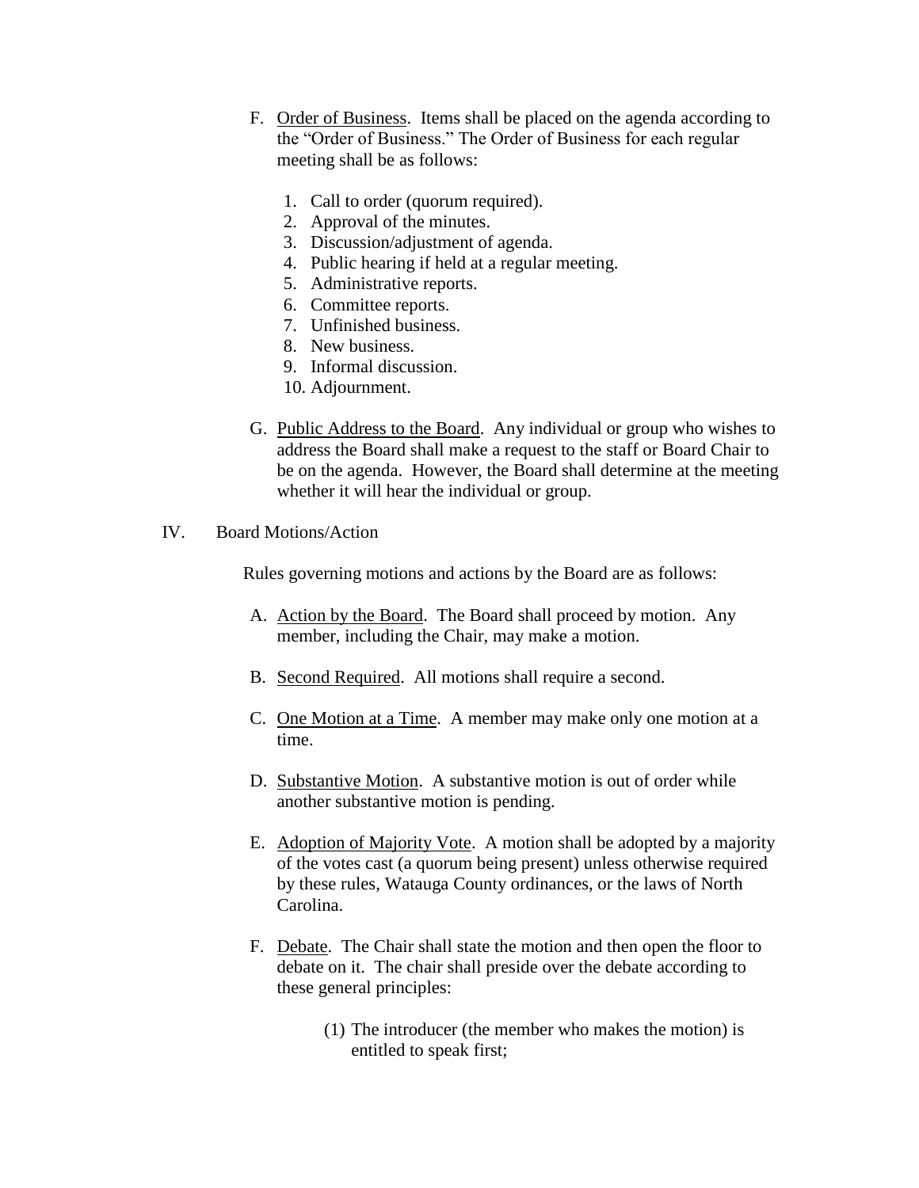F. Order of Business. Items shall be placed on the agenda according to the "Order of Business." The Order of Business for each regular meeting shall be as follows:

1. Call to order (quorum required).
2. Approval of the minutes.
3. Discussion/adjustment of agenda.
4. Public hearing if held at a regular meeting.
5. Administrative reports.
6. Committee reports.
7. Unfinished business.
8. New business.
9. Informal discussion.
10. Adjournment.

G. Public Address to the Board. Any individual or group who wishes to address the Board shall make a request to the staff or Board Chair to be on the agenda. However, the Board shall determine at the meeting whether it will hear the individual or group.

IV. Board Motions/Action

Rules governing motions and actions by the Board are as follows:

A. Action by the Board. The Board shall proceed by motion. Any member, including the Chair, may make a motion.

B. Second Required. All motions shall require a second.

C. One Motion at a Time. A member may make only one motion at a time.

D. Substantive Motion. A substantive motion is out of order while another substantive motion is pending.

E. Adoption of Majority Vote. A motion shall be adopted by a majority of the votes cast (a quorum being present) unless otherwise required by these rules, Watauga County ordinances, or the laws of North Carolina.

F. Debate. The Chair shall state the motion and then open the floor to debate on it. The chair shall preside over the debate according to these general principles:

(1) The introducer (the member who makes the motion) is entitled to speak first;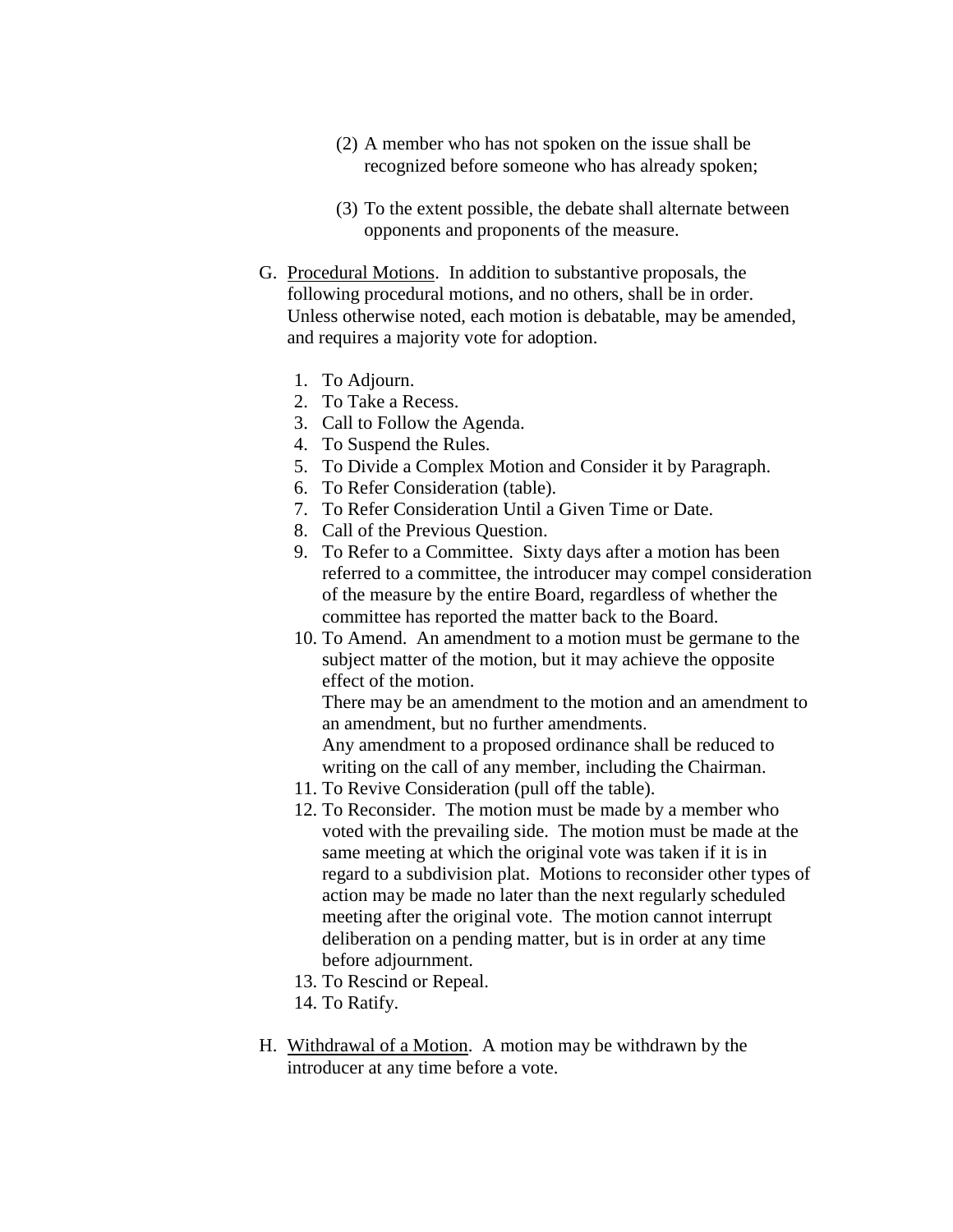(2) A member who has not spoken on the issue shall be recognized before someone who has already spoken;

(3) To the extent possible, the debate shall alternate between opponents and proponents of the measure.

G. <u>Procedural Motions</u>. In addition to substantive proposals, the following procedural motions, and no others, shall be in order. Unless otherwise noted, each motion is debatable, may be amended, and requires a majority vote for adoption.

1. To Adjourn.
2. To Take a Recess.
3. Call to Follow the Agenda.
4. To Suspend the Rules.
5. To Divide a Complex Motion and Consider it by Paragraph.
6. To Refer Consideration (table).
7. To Refer Consideration Until a Given Time or Date.
8. Call of the Previous Question.
9. To Refer to a Committee. Sixty days after a motion has been referred to a committee, the introducer may compel consideration of the measure by the entire Board, regardless of whether the committee has reported the matter back to the Board.
10. To Amend. An amendment to a motion must be germane to the subject matter of the motion, but it may achieve the opposite effect of the motion.
    There may be an amendment to the motion and an amendment to an amendment, but no further amendments.
    Any amendment to a proposed ordinance shall be reduced to writing on the call of any member, including the Chairman.
11. To Revive Consideration (pull off the table).
12. To Reconsider. The motion must be made by a member who voted with the prevailing side. The motion must be made at the same meeting at which the original vote was taken if it is in regard to a subdivision plat. Motions to reconsider other types of action may be made no later than the next regularly scheduled meeting after the original vote. The motion cannot interrupt deliberation on a pending matter, but is in order at any time before adjournment.
13. To Rescind or Repeal.
14. To Ratify.

H. <u>Withdrawal of a Motion</u>. A motion may be withdrawn by the introducer at any time before a vote.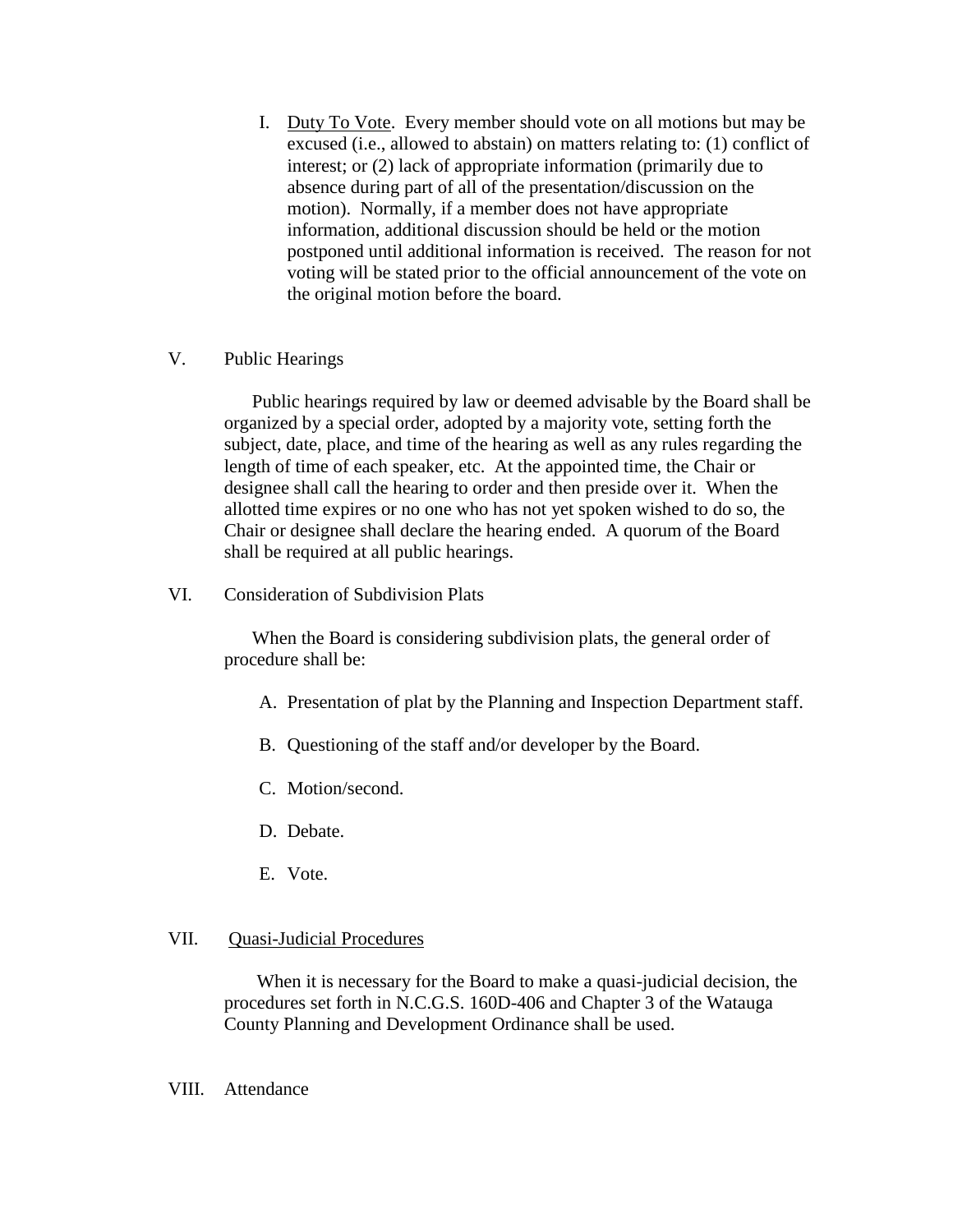I. <u>Duty To Vote</u>. Every member should vote on all motions but may be excused (i.e., allowed to abstain) on matters relating to: (1) conflict of interest; or (2) lack of appropriate information (primarily due to absence during part of all of the presentation/discussion on the motion). Normally, if a member does not have appropriate information, additional discussion should be held or the motion postponed until additional information is received. The reason for not voting will be stated prior to the official announcement of the vote on the original motion before the board.

## V. Public Hearings

Public hearings required by law or deemed advisable by the Board shall be organized by a special order, adopted by a majority vote, setting forth the subject, date, place, and time of the hearing as well as any rules regarding the length of time of each speaker, etc. At the appointed time, the Chair or designee shall call the hearing to order and then preside over it. When the allotted time expires or no one who has not yet spoken wished to do so, the Chair or designee shall declare the hearing ended. A quorum of the Board shall be required at all public hearings.

## VI. Consideration of Subdivision Plats

When the Board is considering subdivision plats, the general order of procedure shall be:

A. Presentation of plat by the Planning and Inspection Department staff.

B. Questioning of the staff and/or developer by the Board.

C. Motion/second.

D. Debate.

E. Vote.

## VII. <u>Quasi-Judicial Procedures</u>

When it is necessary for the Board to make a quasi-judicial decision, the procedures set forth in N.C.G.S. 160D-406 and Chapter 3 of the Watauga County Planning and Development Ordinance shall be used.

## VIII. Attendance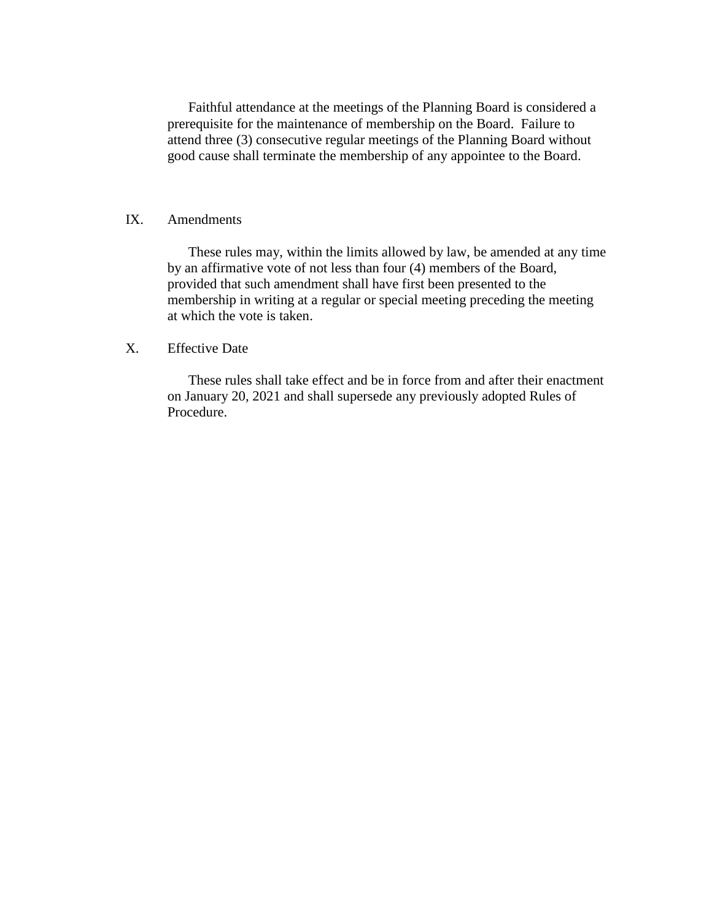Faithful attendance at the meetings of the Planning Board is considered a prerequisite for the maintenance of membership on the Board. Failure to attend three (3) consecutive regular meetings of the Planning Board without good cause shall terminate the membership of any appointee to the Board.

## IX. Amendments

These rules may, within the limits allowed by law, be amended at any time by an affirmative vote of not less than four (4) members of the Board, provided that such amendment shall have first been presented to the membership in writing at a regular or special meeting preceding the meeting at which the vote is taken.

## X. Effective Date

These rules shall take effect and be in force from and after their enactment on January 20, 2021 and shall supersede any previously adopted Rules of Procedure.